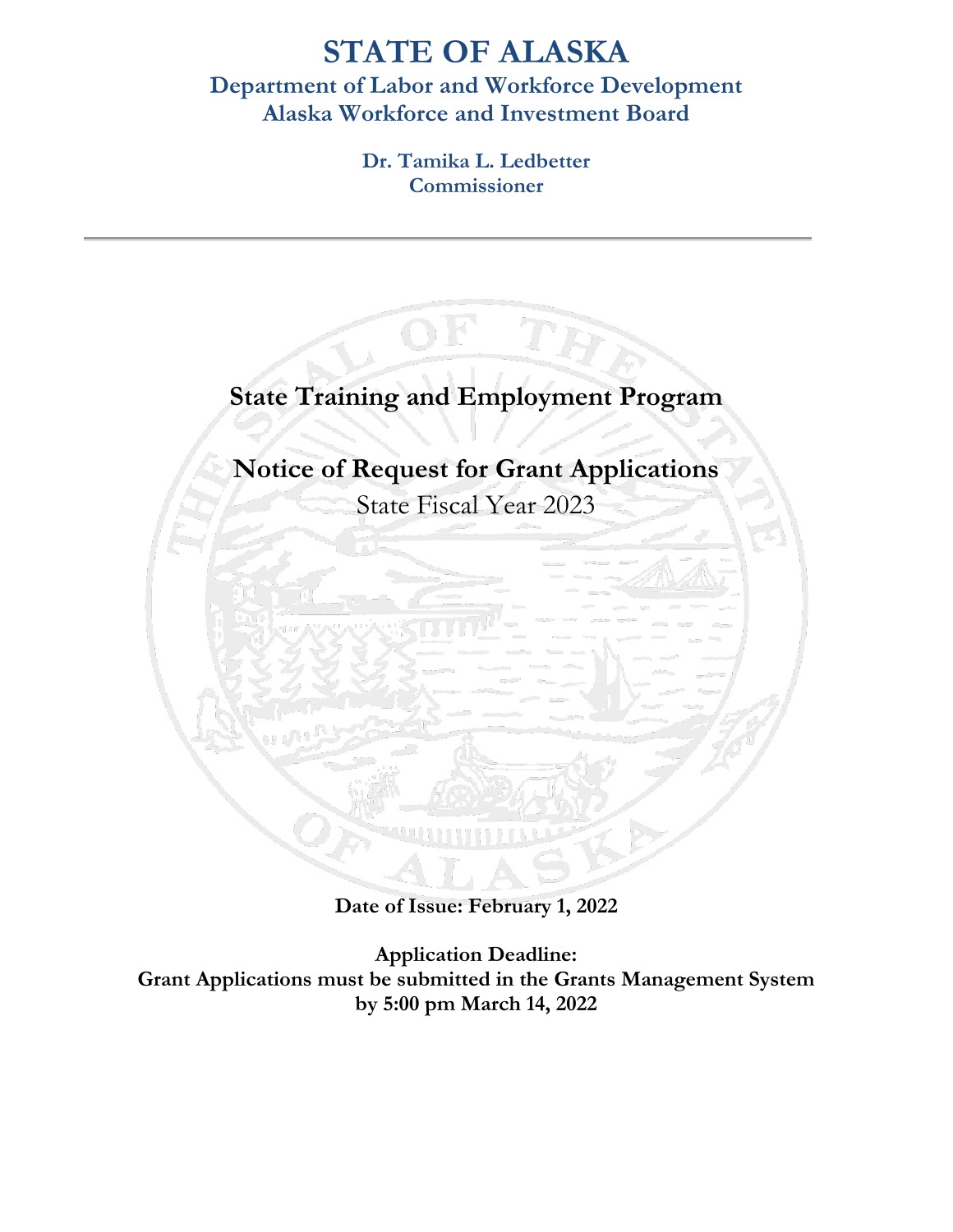# STATE OF ALASKA

## Department of Labor and Workforce Development
## Alaska Workforce and Investment Board

**Dr. Tamika L. Ledbetter**
**Commissioner**

---

# State Training and Employment Program

# Notice of Request for Grant Applications

State Fiscal Year 2023

**Date of Issue: February 1, 2022**

**Application Deadline:**
**Grant Applications must be submitted in the Grants Management System by 5:00 pm March 14, 2022**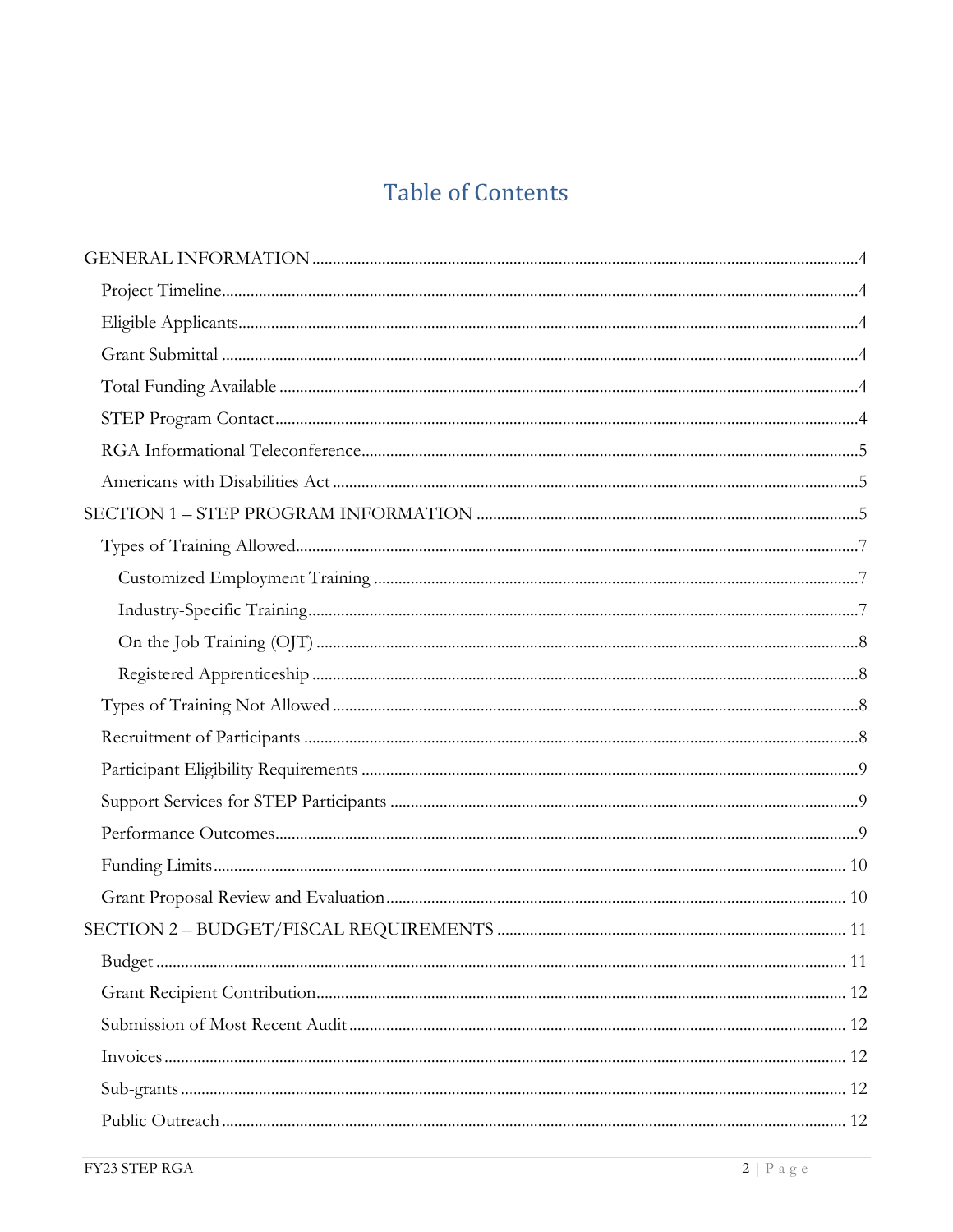# Table of Contents

GENERAL INFORMATION ........ 4

- Project Timeline ........ 4
- Eligible Applicants ........ 4
- Grant Submittal ........ 4
- Total Funding Available ........ 4
- STEP Program Contact ........ 4
- RGA Informational Teleconference ........ 5
- Americans with Disabilities Act ........ 5

SECTION 1 – STEP PROGRAM INFORMATION ........ 5

- Types of Training Allowed ........ 7
  - Customized Employment Training ........ 7
  - Industry-Specific Training ........ 7
  - On the Job Training (OJT) ........ 8
  - Registered Apprenticeship ........ 8
- Types of Training Not Allowed ........ 8
- Recruitment of Participants ........ 8
- Participant Eligibility Requirements ........ 9
- Support Services for STEP Participants ........ 9
- Performance Outcomes ........ 9
- Funding Limits ........ 10
- Grant Proposal Review and Evaluation ........ 10

SECTION 2 – BUDGET/FISCAL REQUIREMENTS ........ 11

- Budget ........ 11
- Grant Recipient Contribution ........ 12
- Submission of Most Recent Audit ........ 12
- Invoices ........ 12
- Sub-grants ........ 12
- Public Outreach ........ 12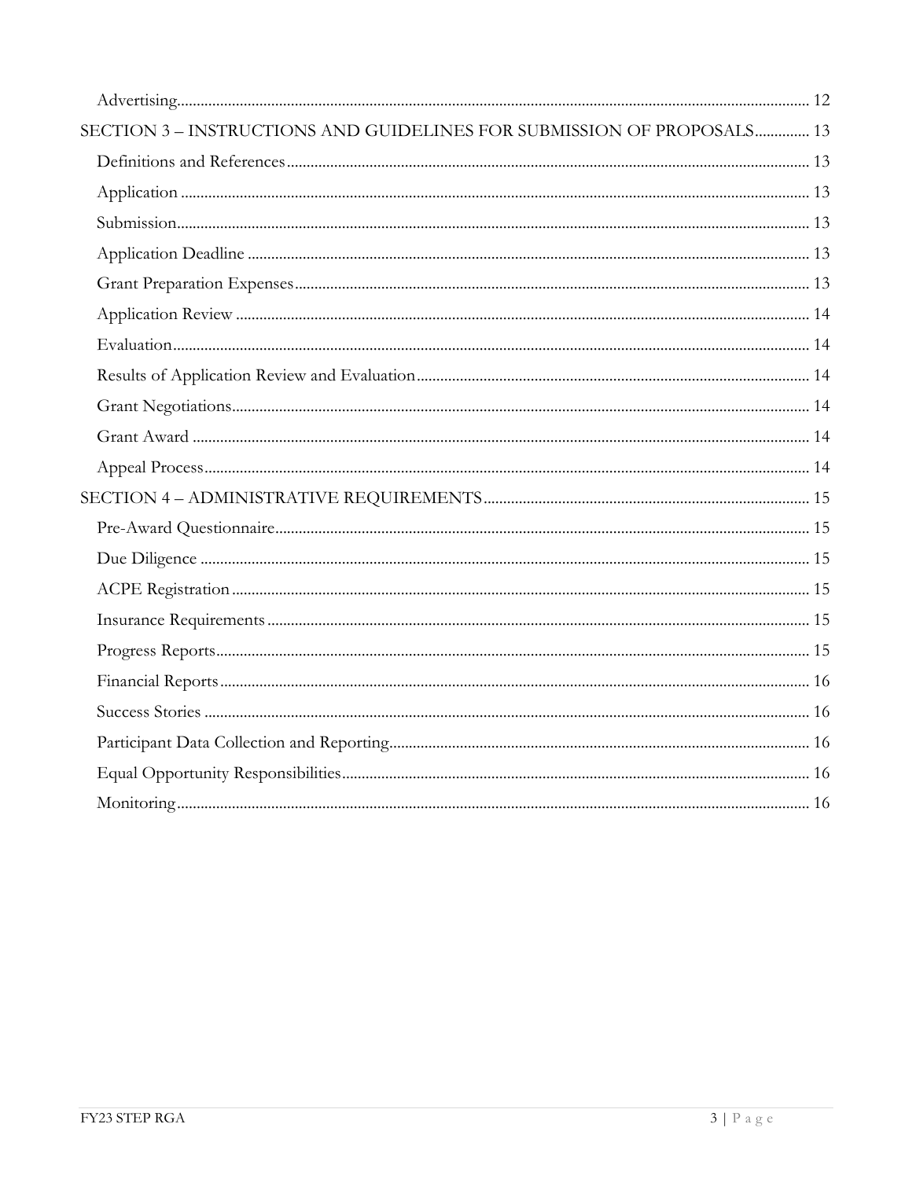Advertising .................................................................................................................................................... 12

SECTION 3 – INSTRUCTIONS AND GUIDELINES FOR SUBMISSION OF PROPOSALS .............. 13

Definitions and References .................................................................................................................. 13

Application ............................................................................................................................................ 13

Submission ............................................................................................................................................. 13

Application Deadline ............................................................................................................................ 13

Grant Preparation Expenses ................................................................................................................ 13

Application Review ............................................................................................................................... 14

Evaluation .............................................................................................................................................. 14

Results of Application Review and Evaluation ................................................................................. 14

Grant Negotiations ................................................................................................................................ 14

Grant Award .......................................................................................................................................... 14

Appeal Process ....................................................................................................................................... 14

SECTION 4 – ADMINISTRATIVE REQUIREMENTS ................................................................. 15

Pre-Award Questionnaire ..................................................................................................................... 15

Due Diligence ........................................................................................................................................ 15

ACPE Registration ................................................................................................................................ 15

Insurance Requirements ....................................................................................................................... 15

Progress Reports .................................................................................................................................... 15

Financial Reports ................................................................................................................................... 16

Success Stories ....................................................................................................................................... 16

Participant Data Collection and Reporting ......................................................................................... 16

Equal Opportunity Responsibilities ..................................................................................................... 16

Monitoring ............................................................................................................................................. 16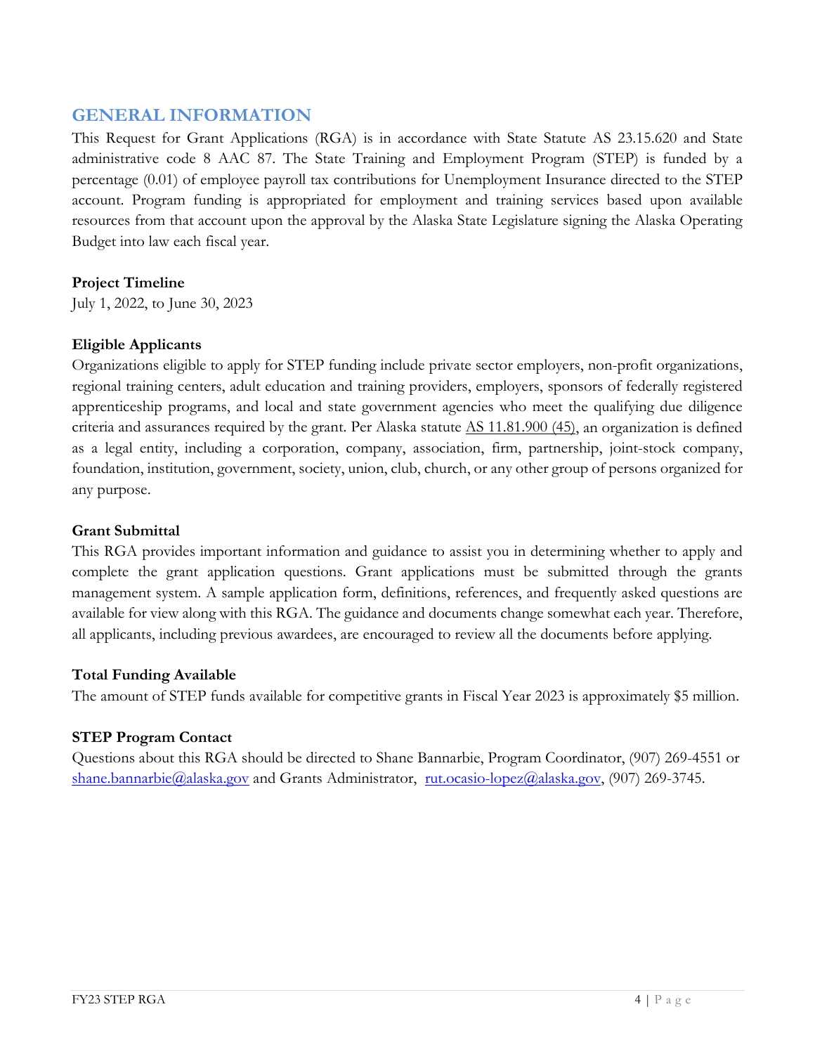## GENERAL INFORMATION

This Request for Grant Applications (RGA) is in accordance with State Statute AS 23.15.620 and State administrative code 8 AAC 87. The State Training and Employment Program (STEP) is funded by a percentage (0.01) of employee payroll tax contributions for Unemployment Insurance directed to the STEP account. Program funding is appropriated for employment and training services based upon available resources from that account upon the approval by the Alaska State Legislature signing the Alaska Operating Budget into law each fiscal year.

**Project Timeline**

July 1, 2022, to June 30, 2023

**Eligible Applicants**

Organizations eligible to apply for STEP funding include private sector employers, non-profit organizations, regional training centers, adult education and training providers, employers, sponsors of federally registered apprenticeship programs, and local and state government agencies who meet the qualifying due diligence criteria and assurances required by the grant. Per Alaska statute AS 11.81.900 (45), an organization is defined as a legal entity, including a corporation, company, association, firm, partnership, joint-stock company, foundation, institution, government, society, union, club, church, or any other group of persons organized for any purpose.

**Grant Submittal**

This RGA provides important information and guidance to assist you in determining whether to apply and complete the grant application questions. Grant applications must be submitted through the grants management system. A sample application form, definitions, references, and frequently asked questions are available for view along with this RGA. The guidance and documents change somewhat each year. Therefore, all applicants, including previous awardees, are encouraged to review all the documents before applying.

**Total Funding Available**

The amount of STEP funds available for competitive grants in Fiscal Year 2023 is approximately $5 million.

**STEP Program Contact**

Questions about this RGA should be directed to Shane Bannarbie, Program Coordinator, (907) 269-4551 or shane.bannarbie@alaska.gov and Grants Administrator, rut.ocasio-lopez@alaska.gov, (907) 269-3745.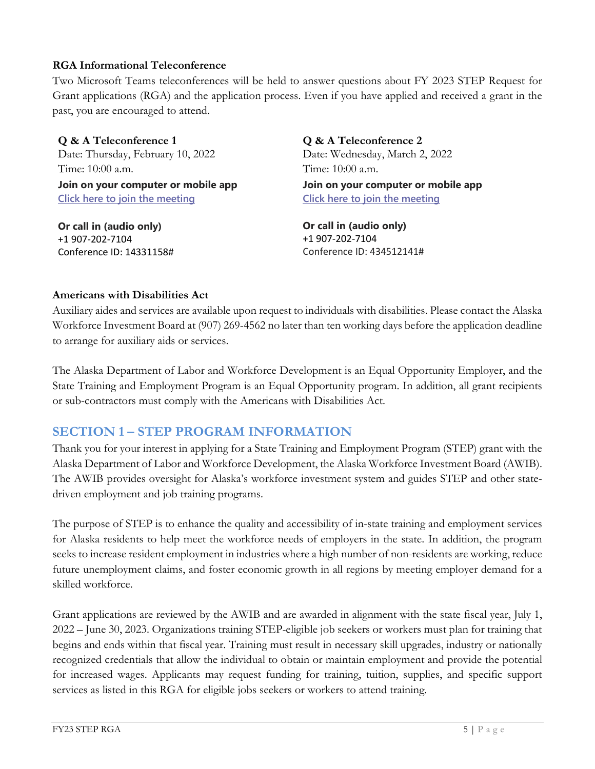**RGA Informational Teleconference**

Two Microsoft Teams teleconferences will be held to answer questions about FY 2023 STEP Request for Grant applications (RGA) and the application process. Even if you have applied and received a grant in the past, you are encouraged to attend.

**Q & A Teleconference 1**
Date: Thursday, February 10, 2022
Time: 10:00 a.m.
**Join on your computer or mobile app**
Click here to join the meeting

**Or call in (audio only)**
+1 907-202-7104
Conference ID: 14331158#

**Q & A Teleconference 2**
Date: Wednesday, March 2, 2022
Time: 10:00 a.m.
**Join on your computer or mobile app**
Click here to join the meeting

**Or call in (audio only)**
+1 907-202-7104
Conference ID: 434512141#

**Americans with Disabilities Act**

Auxiliary aides and services are available upon request to individuals with disabilities. Please contact the Alaska Workforce Investment Board at (907) 269-4562 no later than ten working days before the application deadline to arrange for auxiliary aids or services.

The Alaska Department of Labor and Workforce Development is an Equal Opportunity Employer, and the State Training and Employment Program is an Equal Opportunity program. In addition, all grant recipients or sub-contractors must comply with the Americans with Disabilities Act.

## SECTION 1 – STEP PROGRAM INFORMATION

Thank you for your interest in applying for a State Training and Employment Program (STEP) grant with the Alaska Department of Labor and Workforce Development, the Alaska Workforce Investment Board (AWIB). The AWIB provides oversight for Alaska's workforce investment system and guides STEP and other state-driven employment and job training programs.

The purpose of STEP is to enhance the quality and accessibility of in-state training and employment services for Alaska residents to help meet the workforce needs of employers in the state. In addition, the program seeks to increase resident employment in industries where a high number of non-residents are working, reduce future unemployment claims, and foster economic growth in all regions by meeting employer demand for a skilled workforce.

Grant applications are reviewed by the AWIB and are awarded in alignment with the state fiscal year, July 1, 2022 – June 30, 2023. Organizations training STEP-eligible job seekers or workers must plan for training that begins and ends within that fiscal year. Training must result in necessary skill upgrades, industry or nationally recognized credentials that allow the individual to obtain or maintain employment and provide the potential for increased wages. Applicants may request funding for training, tuition, supplies, and specific support services as listed in this RGA for eligible jobs seekers or workers to attend training.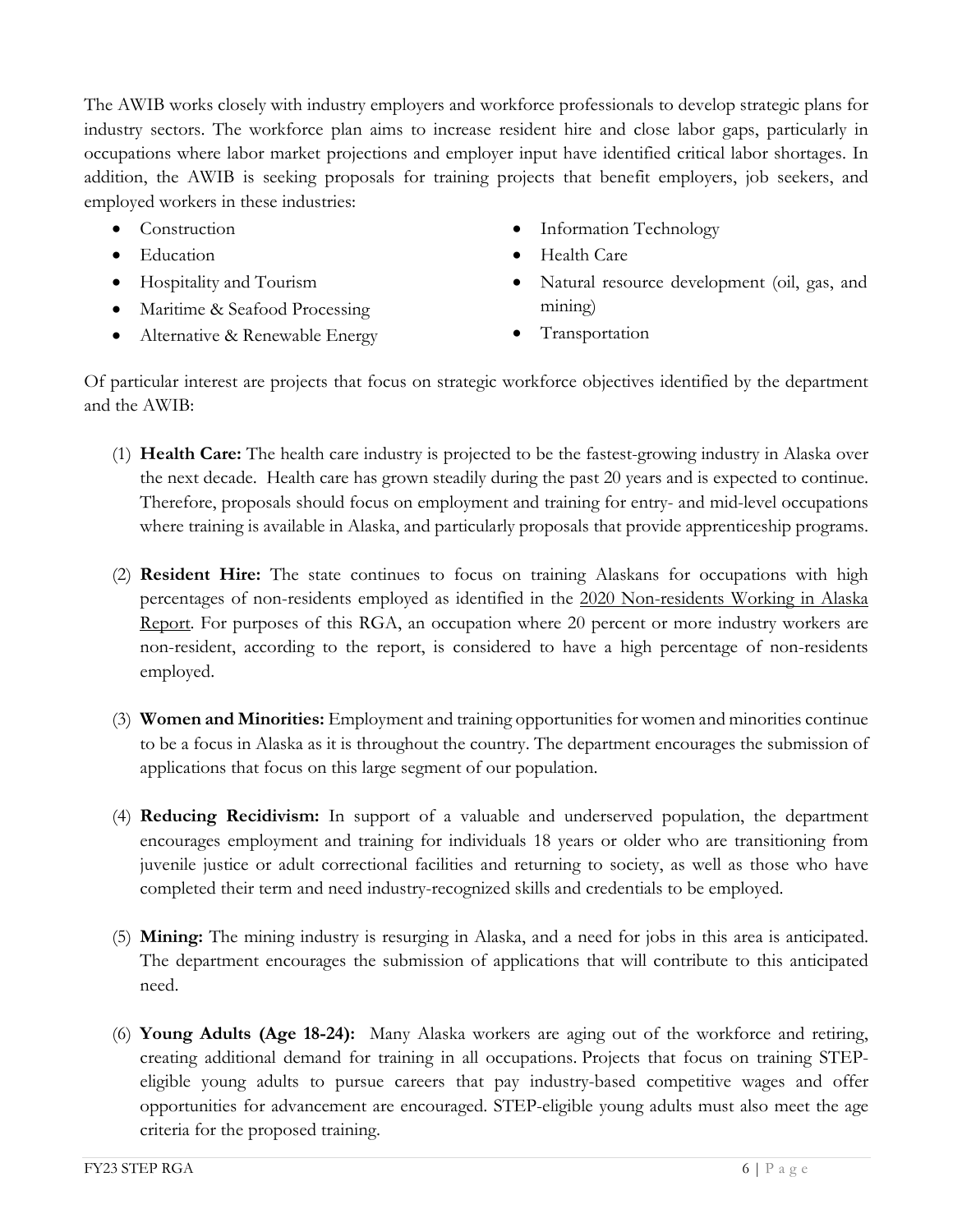The AWIB works closely with industry employers and workforce professionals to develop strategic plans for industry sectors. The workforce plan aims to increase resident hire and close labor gaps, particularly in occupations where labor market projections and employer input have identified critical labor shortages. In addition, the AWIB is seeking proposals for training projects that benefit employers, job seekers, and employed workers in these industries:

- Construction
- Education
- Hospitality and Tourism
- Maritime & Seafood Processing
- Alternative & Renewable Energy
- Information Technology
- Health Care
- Natural resource development (oil, gas, and mining)
- Transportation

Of particular interest are projects that focus on strategic workforce objectives identified by the department and the AWIB:

(1) **Health Care:** The health care industry is projected to be the fastest-growing industry in Alaska over the next decade. Health care has grown steadily during the past 20 years and is expected to continue. Therefore, proposals should focus on employment and training for entry- and mid-level occupations where training is available in Alaska, and particularly proposals that provide apprenticeship programs.

(2) **Resident Hire:** The state continues to focus on training Alaskans for occupations with high percentages of non-residents employed as identified in the 2020 Non-residents Working in Alaska Report. For purposes of this RGA, an occupation where 20 percent or more industry workers are non-resident, according to the report, is considered to have a high percentage of non-residents employed.

(3) **Women and Minorities:** Employment and training opportunities for women and minorities continue to be a focus in Alaska as it is throughout the country. The department encourages the submission of applications that focus on this large segment of our population.

(4) **Reducing Recidivism:** In support of a valuable and underserved population, the department encourages employment and training for individuals 18 years or older who are transitioning from juvenile justice or adult correctional facilities and returning to society, as well as those who have completed their term and need industry-recognized skills and credentials to be employed.

(5) **Mining:** The mining industry is resurging in Alaska, and a need for jobs in this area is anticipated. The department encourages the submission of applications that will contribute to this anticipated need.

(6) **Young Adults (Age 18-24):** Many Alaska workers are aging out of the workforce and retiring, creating additional demand for training in all occupations. Projects that focus on training STEP-eligible young adults to pursue careers that pay industry-based competitive wages and offer opportunities for advancement are encouraged. STEP-eligible young adults must also meet the age criteria for the proposed training.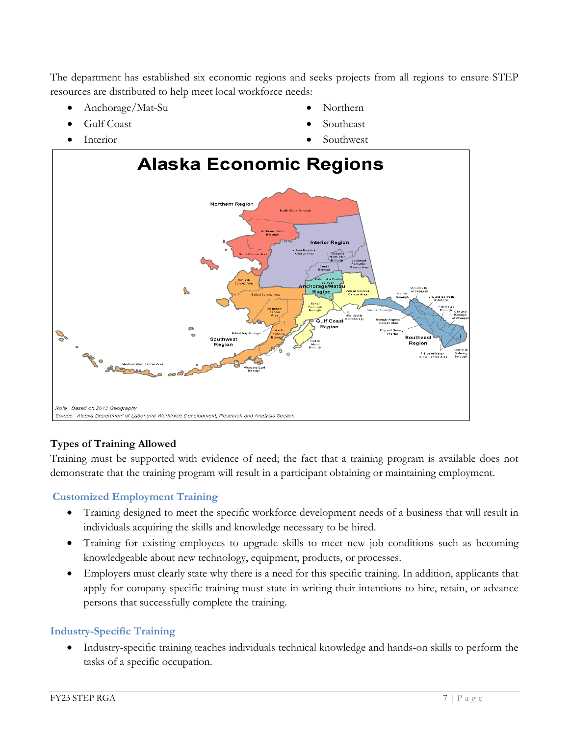The department has established six economic regions and seeks projects from all regions to ensure STEP resources are distributed to help meet local workforce needs:

- Anchorage/Mat-Su
- Gulf Coast
- Interior
- Northern
- Southeast
- Southwest

## Types of Training Allowed

Training must be supported with evidence of need; the fact that a training program is available does not demonstrate that the training program will result in a participant obtaining or maintaining employment.

### Customized Employment Training

- Training designed to meet the specific workforce development needs of a business that will result in individuals acquiring the skills and knowledge necessary to be hired.
- Training for existing employees to upgrade skills to meet new job conditions such as becoming knowledgeable about new technology, equipment, products, or processes.
- Employers must clearly state why there is a need for this specific training. In addition, applicants that apply for company-specific training must state in writing their intentions to hire, retain, or advance persons that successfully complete the training.

### Industry-Specific Training

- Industry-specific training teaches individuals technical knowledge and hands-on skills to perform the tasks of a specific occupation.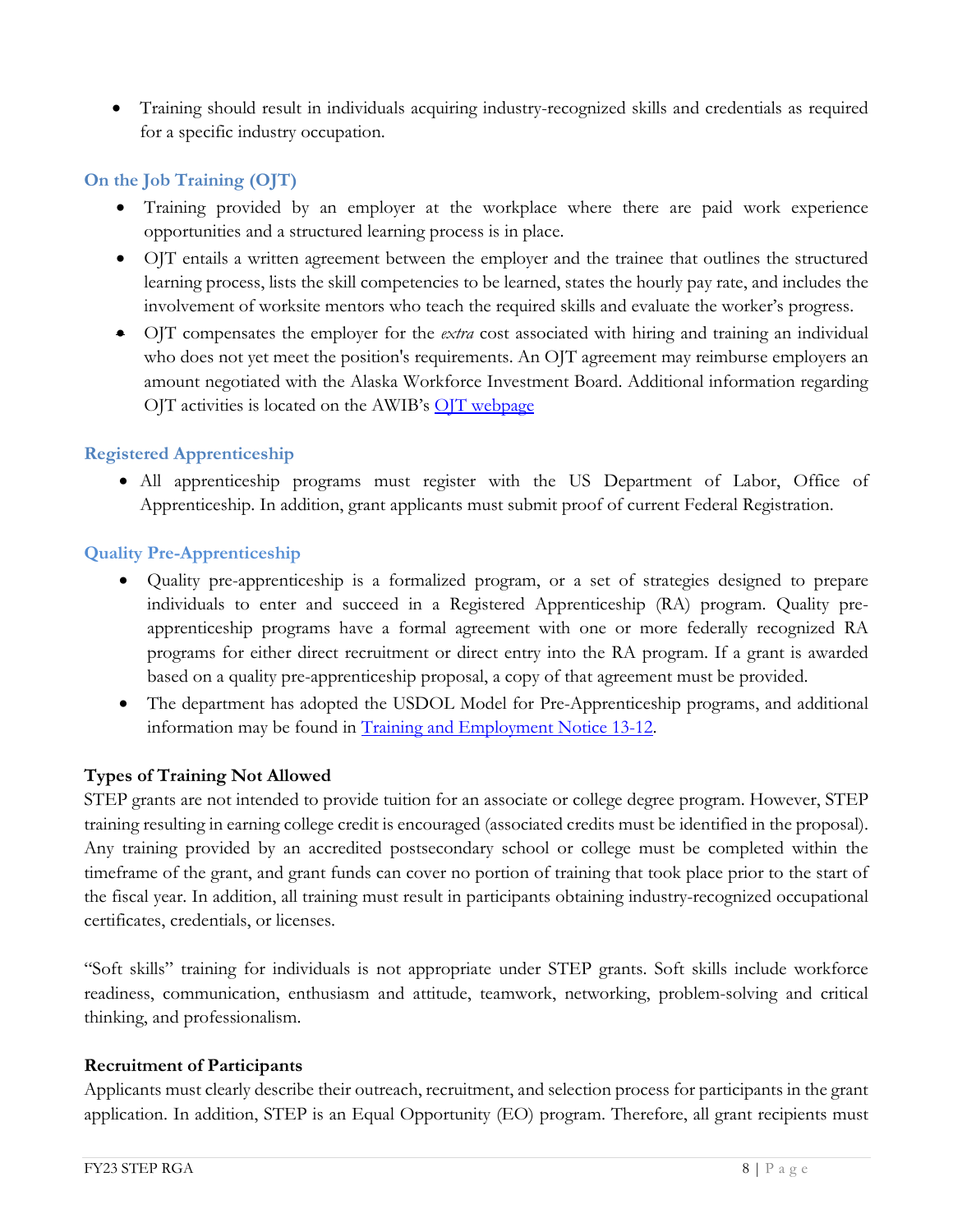- Training should result in individuals acquiring industry-recognized skills and credentials as required for a specific industry occupation.

### On the Job Training (OJT)

- Training provided by an employer at the workplace where there are paid work experience opportunities and a structured learning process is in place.
- OJT entails a written agreement between the employer and the trainee that outlines the structured learning process, lists the skill competencies to be learned, states the hourly pay rate, and includes the involvement of worksite mentors who teach the required skills and evaluate the worker's progress.
- OJT compensates the employer for the *extra* cost associated with hiring and training an individual who does not yet meet the position's requirements. An OJT agreement may reimburse employers an amount negotiated with the Alaska Workforce Investment Board. Additional information regarding OJT activities is located on the AWIB's OJT webpage

### Registered Apprenticeship

- All apprenticeship programs must register with the US Department of Labor, Office of Apprenticeship. In addition, grant applicants must submit proof of current Federal Registration.

### Quality Pre-Apprenticeship

- Quality pre-apprenticeship is a formalized program, or a set of strategies designed to prepare individuals to enter and succeed in a Registered Apprenticeship (RA) program. Quality pre-apprenticeship programs have a formal agreement with one or more federally recognized RA programs for either direct recruitment or direct entry into the RA program. If a grant is awarded based on a quality pre-apprenticeship proposal, a copy of that agreement must be provided.
- The department has adopted the USDOL Model for Pre-Apprenticeship programs, and additional information may be found in Training and Employment Notice 13-12.

**Types of Training Not Allowed**

STEP grants are not intended to provide tuition for an associate or college degree program. However, STEP training resulting in earning college credit is encouraged (associated credits must be identified in the proposal). Any training provided by an accredited postsecondary school or college must be completed within the timeframe of the grant, and grant funds can cover no portion of training that took place prior to the start of the fiscal year. In addition, all training must result in participants obtaining industry-recognized occupational certificates, credentials, or licenses.

"Soft skills" training for individuals is not appropriate under STEP grants. Soft skills include workforce readiness, communication, enthusiasm and attitude, teamwork, networking, problem-solving and critical thinking, and professionalism.

**Recruitment of Participants**

Applicants must clearly describe their outreach, recruitment, and selection process for participants in the grant application. In addition, STEP is an Equal Opportunity (EO) program. Therefore, all grant recipients must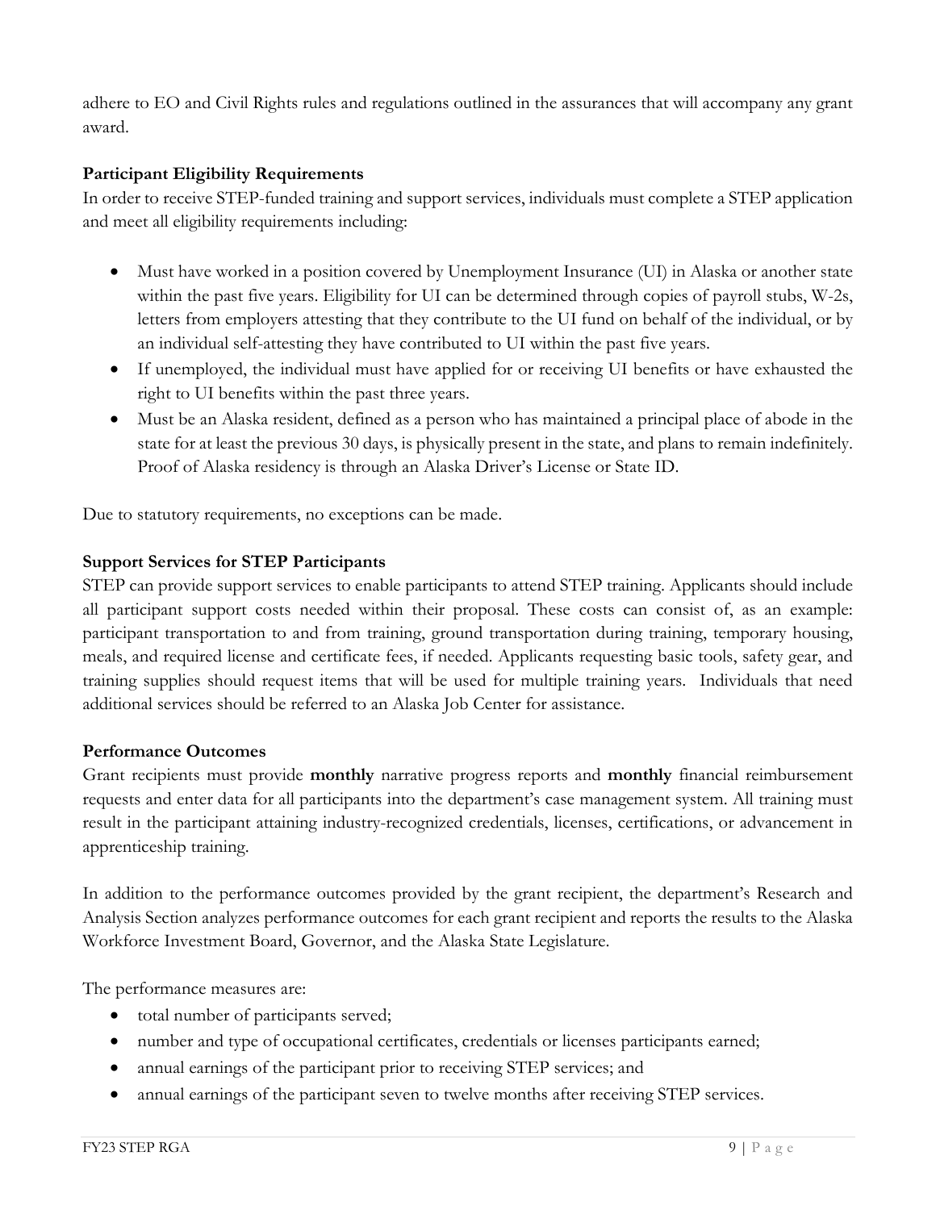adhere to EO and Civil Rights rules and regulations outlined in the assurances that will accompany any grant award.

**Participant Eligibility Requirements**

In order to receive STEP-funded training and support services, individuals must complete a STEP application and meet all eligibility requirements including:

- Must have worked in a position covered by Unemployment Insurance (UI) in Alaska or another state within the past five years. Eligibility for UI can be determined through copies of payroll stubs, W-2s, letters from employers attesting that they contribute to the UI fund on behalf of the individual, or by an individual self-attesting they have contributed to UI within the past five years.
- If unemployed, the individual must have applied for or receiving UI benefits or have exhausted the right to UI benefits within the past three years.
- Must be an Alaska resident, defined as a person who has maintained a principal place of abode in the state for at least the previous 30 days, is physically present in the state, and plans to remain indefinitely. Proof of Alaska residency is through an Alaska Driver's License or State ID.

Due to statutory requirements, no exceptions can be made.

**Support Services for STEP Participants**

STEP can provide support services to enable participants to attend STEP training. Applicants should include all participant support costs needed within their proposal. These costs can consist of, as an example: participant transportation to and from training, ground transportation during training, temporary housing, meals, and required license and certificate fees, if needed. Applicants requesting basic tools, safety gear, and training supplies should request items that will be used for multiple training years. Individuals that need additional services should be referred to an Alaska Job Center for assistance.

**Performance Outcomes**

Grant recipients must provide **monthly** narrative progress reports and **monthly** financial reimbursement requests and enter data for all participants into the department's case management system. All training must result in the participant attaining industry-recognized credentials, licenses, certifications, or advancement in apprenticeship training.

In addition to the performance outcomes provided by the grant recipient, the department's Research and Analysis Section analyzes performance outcomes for each grant recipient and reports the results to the Alaska Workforce Investment Board, Governor, and the Alaska State Legislature.

The performance measures are:

- total number of participants served;
- number and type of occupational certificates, credentials or licenses participants earned;
- annual earnings of the participant prior to receiving STEP services; and
- annual earnings of the participant seven to twelve months after receiving STEP services.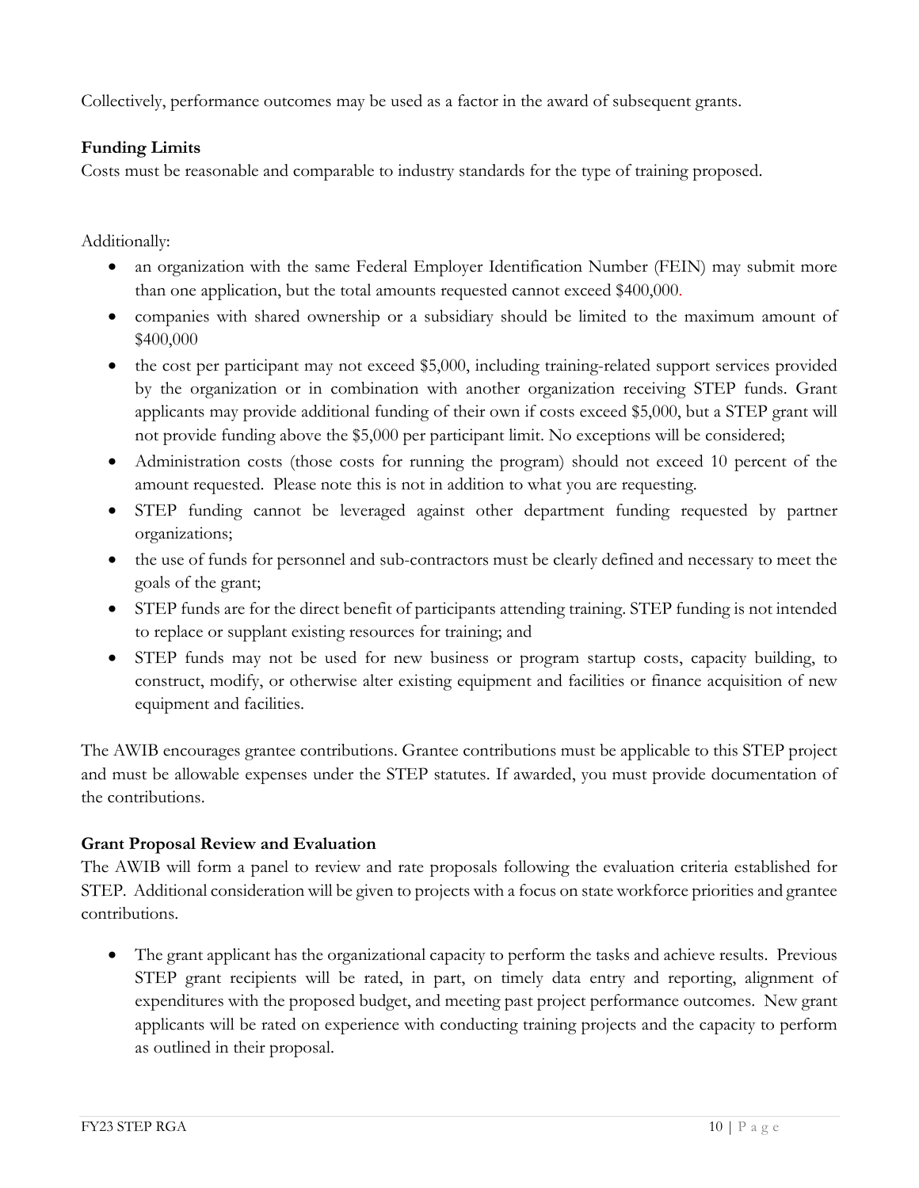Collectively, performance outcomes may be used as a factor in the award of subsequent grants.

**Funding Limits**

Costs must be reasonable and comparable to industry standards for the type of training proposed.

Additionally:

- an organization with the same Federal Employer Identification Number (FEIN) may submit more than one application, but the total amounts requested cannot exceed $400,000.
- companies with shared ownership or a subsidiary should be limited to the maximum amount of $400,000
- the cost per participant may not exceed $5,000, including training-related support services provided by the organization or in combination with another organization receiving STEP funds. Grant applicants may provide additional funding of their own if costs exceed $5,000, but a STEP grant will not provide funding above the $5,000 per participant limit. No exceptions will be considered;
- Administration costs (those costs for running the program) should not exceed 10 percent of the amount requested. Please note this is not in addition to what you are requesting.
- STEP funding cannot be leveraged against other department funding requested by partner organizations;
- the use of funds for personnel and sub-contractors must be clearly defined and necessary to meet the goals of the grant;
- STEP funds are for the direct benefit of participants attending training. STEP funding is not intended to replace or supplant existing resources for training; and
- STEP funds may not be used for new business or program startup costs, capacity building, to construct, modify, or otherwise alter existing equipment and facilities or finance acquisition of new equipment and facilities.

The AWIB encourages grantee contributions. Grantee contributions must be applicable to this STEP project and must be allowable expenses under the STEP statutes. If awarded, you must provide documentation of the contributions.

**Grant Proposal Review and Evaluation**

The AWIB will form a panel to review and rate proposals following the evaluation criteria established for STEP. Additional consideration will be given to projects with a focus on state workforce priorities and grantee contributions.

- The grant applicant has the organizational capacity to perform the tasks and achieve results. Previous STEP grant recipients will be rated, in part, on timely data entry and reporting, alignment of expenditures with the proposed budget, and meeting past project performance outcomes. New grant applicants will be rated on experience with conducting training projects and the capacity to perform as outlined in their proposal.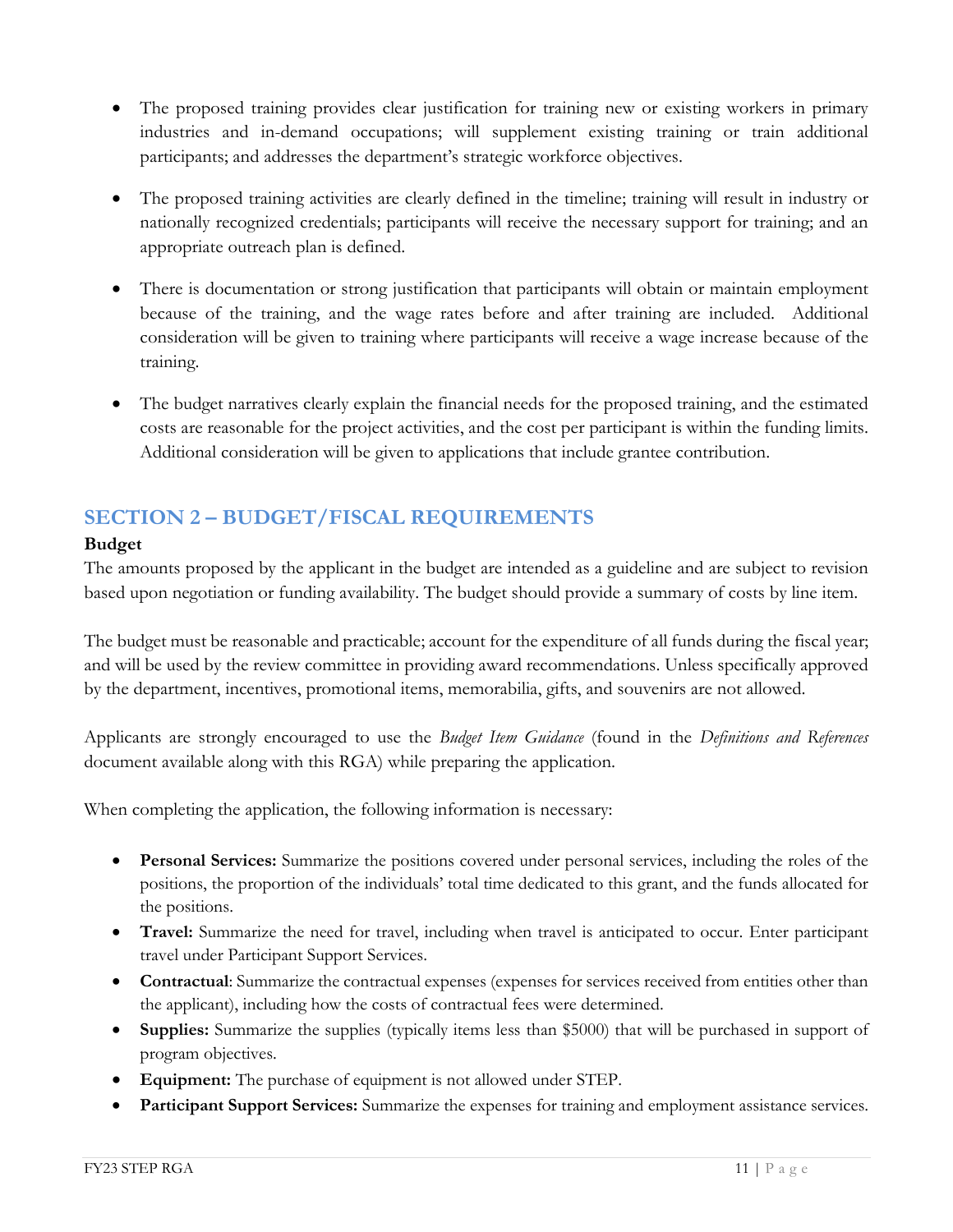- The proposed training provides clear justification for training new or existing workers in primary industries and in-demand occupations; will supplement existing training or train additional participants; and addresses the department's strategic workforce objectives.
- The proposed training activities are clearly defined in the timeline; training will result in industry or nationally recognized credentials; participants will receive the necessary support for training; and an appropriate outreach plan is defined.
- There is documentation or strong justification that participants will obtain or maintain employment because of the training, and the wage rates before and after training are included. Additional consideration will be given to training where participants will receive a wage increase because of the training.
- The budget narratives clearly explain the financial needs for the proposed training, and the estimated costs are reasonable for the project activities, and the cost per participant is within the funding limits. Additional consideration will be given to applications that include grantee contribution.

## SECTION 2 – BUDGET/FISCAL REQUIREMENTS

**Budget**

The amounts proposed by the applicant in the budget are intended as a guideline and are subject to revision based upon negotiation or funding availability. The budget should provide a summary of costs by line item.

The budget must be reasonable and practicable; account for the expenditure of all funds during the fiscal year; and will be used by the review committee in providing award recommendations. Unless specifically approved by the department, incentives, promotional items, memorabilia, gifts, and souvenirs are not allowed.

Applicants are strongly encouraged to use the *Budget Item Guidance* (found in the *Definitions and References* document available along with this RGA) while preparing the application.

When completing the application, the following information is necessary:

- **Personal Services:** Summarize the positions covered under personal services, including the roles of the positions, the proportion of the individuals' total time dedicated to this grant, and the funds allocated for the positions.
- **Travel:** Summarize the need for travel, including when travel is anticipated to occur. Enter participant travel under Participant Support Services.
- **Contractual**: Summarize the contractual expenses (expenses for services received from entities other than the applicant), including how the costs of contractual fees were determined.
- **Supplies:** Summarize the supplies (typically items less than $5000) that will be purchased in support of program objectives.
- **Equipment:** The purchase of equipment is not allowed under STEP.
- **Participant Support Services:** Summarize the expenses for training and employment assistance services.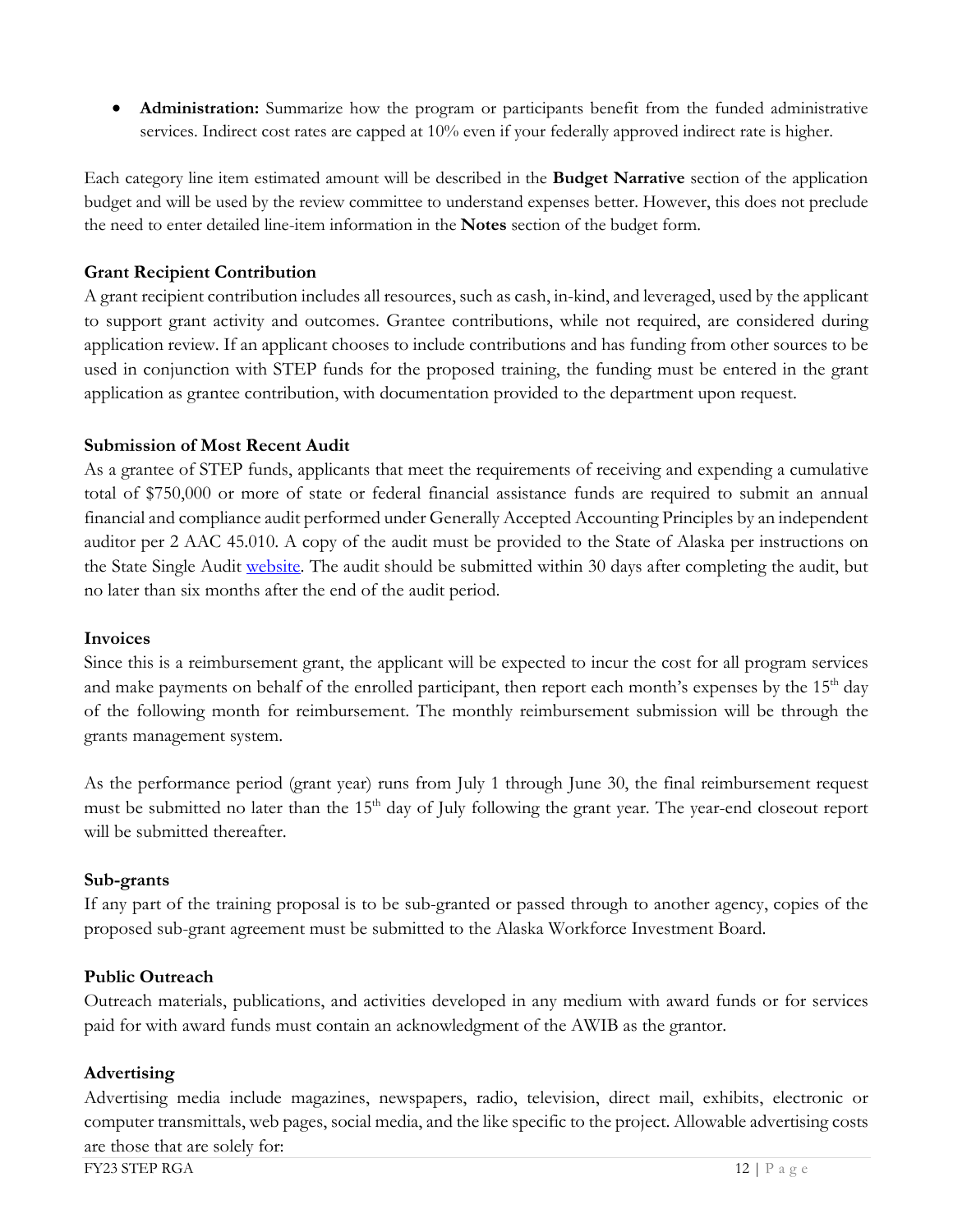- **Administration:** Summarize how the program or participants benefit from the funded administrative services. Indirect cost rates are capped at 10% even if your federally approved indirect rate is higher.

Each category line item estimated amount will be described in the **Budget Narrative** section of the application budget and will be used by the review committee to understand expenses better. However, this does not preclude the need to enter detailed line-item information in the **Notes** section of the budget form.

### Grant Recipient Contribution

A grant recipient contribution includes all resources, such as cash, in-kind, and leveraged, used by the applicant to support grant activity and outcomes. Grantee contributions, while not required, are considered during application review. If an applicant chooses to include contributions and has funding from other sources to be used in conjunction with STEP funds for the proposed training, the funding must be entered in the grant application as grantee contribution, with documentation provided to the department upon request.

### Submission of Most Recent Audit

As a grantee of STEP funds, applicants that meet the requirements of receiving and expending a cumulative total of $750,000 or more of state or federal financial assistance funds are required to submit an annual financial and compliance audit performed under Generally Accepted Accounting Principles by an independent auditor per 2 AAC 45.010. A copy of the audit must be provided to the State of Alaska per instructions on the State Single Audit website. The audit should be submitted within 30 days after completing the audit, but no later than six months after the end of the audit period.

### Invoices

Since this is a reimbursement grant, the applicant will be expected to incur the cost for all program services and make payments on behalf of the enrolled participant, then report each month's expenses by the 15th day of the following month for reimbursement. The monthly reimbursement submission will be through the grants management system.

As the performance period (grant year) runs from July 1 through June 30, the final reimbursement request must be submitted no later than the 15th day of July following the grant year. The year-end closeout report will be submitted thereafter.

### Sub-grants

If any part of the training proposal is to be sub-granted or passed through to another agency, copies of the proposed sub-grant agreement must be submitted to the Alaska Workforce Investment Board.

### Public Outreach

Outreach materials, publications, and activities developed in any medium with award funds or for services paid for with award funds must contain an acknowledgment of the AWIB as the grantor.

### Advertising

Advertising media include magazines, newspapers, radio, television, direct mail, exhibits, electronic or computer transmittals, web pages, social media, and the like specific to the project. Allowable advertising costs are those that are solely for: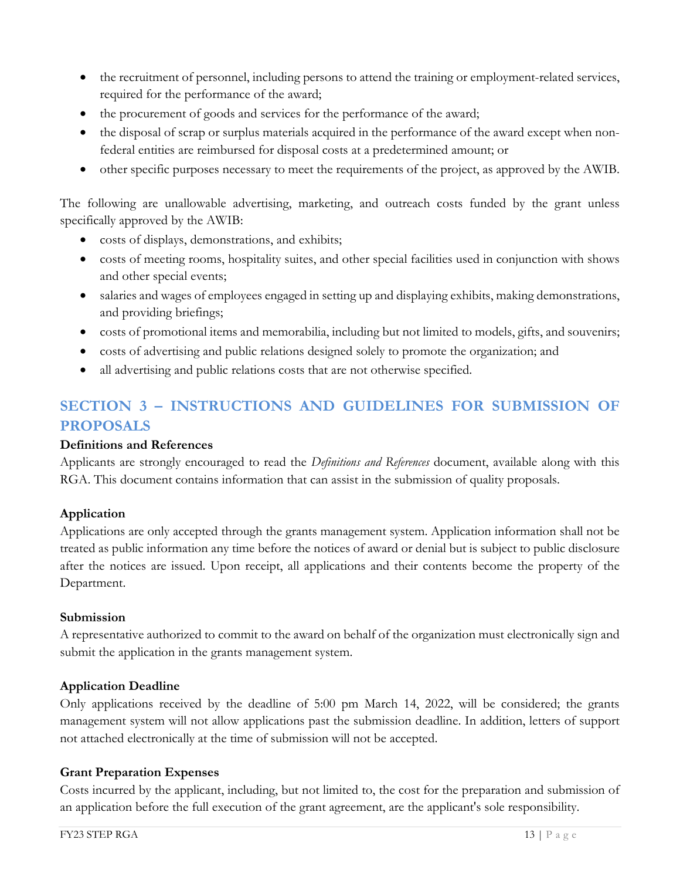- the recruitment of personnel, including persons to attend the training or employment-related services, required for the performance of the award;
- the procurement of goods and services for the performance of the award;
- the disposal of scrap or surplus materials acquired in the performance of the award except when non-federal entities are reimbursed for disposal costs at a predetermined amount; or
- other specific purposes necessary to meet the requirements of the project, as approved by the AWIB.

The following are unallowable advertising, marketing, and outreach costs funded by the grant unless specifically approved by the AWIB:

- costs of displays, demonstrations, and exhibits;
- costs of meeting rooms, hospitality suites, and other special facilities used in conjunction with shows and other special events;
- salaries and wages of employees engaged in setting up and displaying exhibits, making demonstrations, and providing briefings;
- costs of promotional items and memorabilia, including but not limited to models, gifts, and souvenirs;
- costs of advertising and public relations designed solely to promote the organization; and
- all advertising and public relations costs that are not otherwise specified.

## SECTION 3 – INSTRUCTIONS AND GUIDELINES FOR SUBMISSION OF PROPOSALS

**Definitions and References**

Applicants are strongly encouraged to read the *Definitions and References* document, available along with this RGA. This document contains information that can assist in the submission of quality proposals.

**Application**

Applications are only accepted through the grants management system. Application information shall not be treated as public information any time before the notices of award or denial but is subject to public disclosure after the notices are issued. Upon receipt, all applications and their contents become the property of the Department.

**Submission**

A representative authorized to commit to the award on behalf of the organization must electronically sign and submit the application in the grants management system.

**Application Deadline**

Only applications received by the deadline of 5:00 pm March 14, 2022, will be considered; the grants management system will not allow applications past the submission deadline. In addition, letters of support not attached electronically at the time of submission will not be accepted.

**Grant Preparation Expenses**

Costs incurred by the applicant, including, but not limited to, the cost for the preparation and submission of an application before the full execution of the grant agreement, are the applicant's sole responsibility.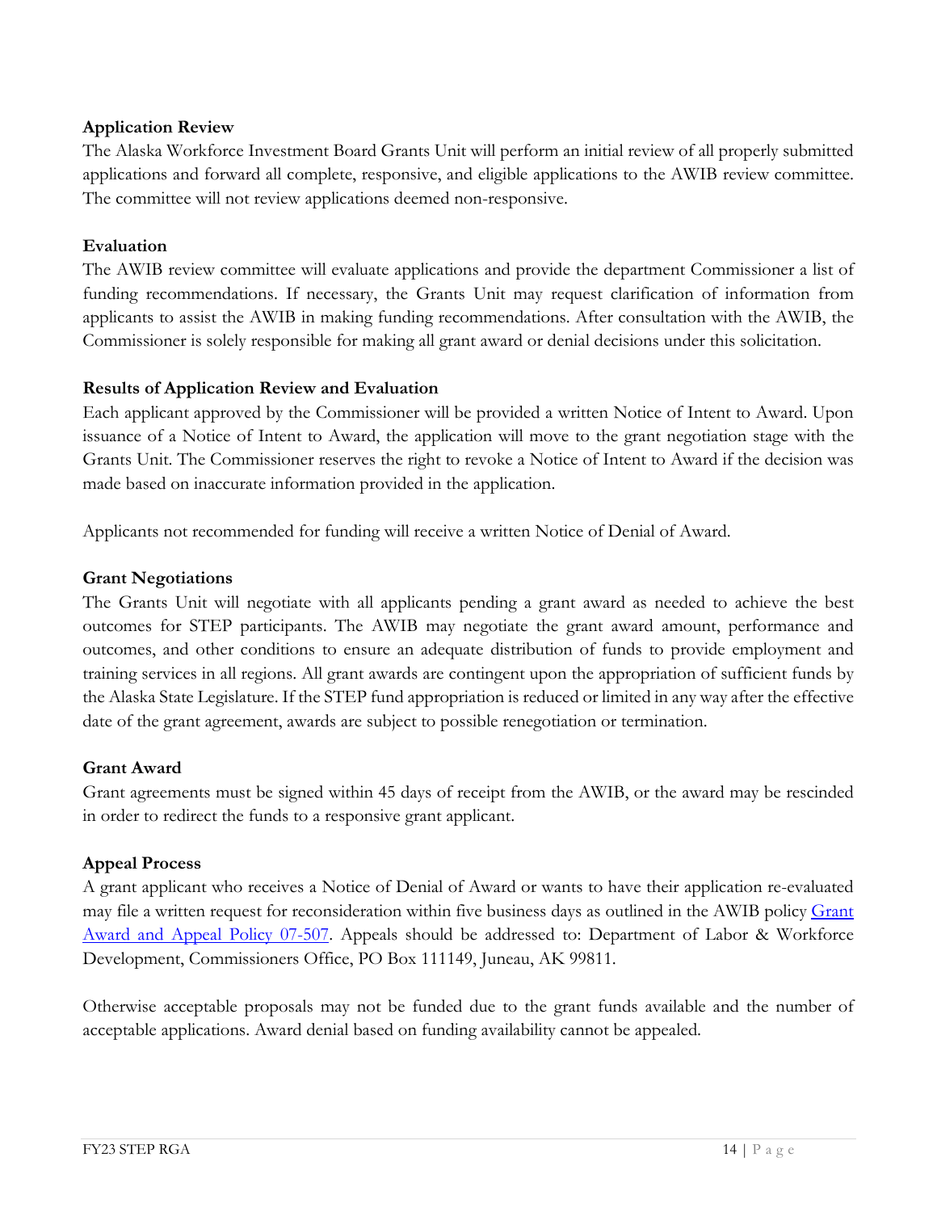**Application Review**

The Alaska Workforce Investment Board Grants Unit will perform an initial review of all properly submitted applications and forward all complete, responsive, and eligible applications to the AWIB review committee. The committee will not review applications deemed non-responsive.

**Evaluation**

The AWIB review committee will evaluate applications and provide the department Commissioner a list of funding recommendations. If necessary, the Grants Unit may request clarification of information from applicants to assist the AWIB in making funding recommendations. After consultation with the AWIB, the Commissioner is solely responsible for making all grant award or denial decisions under this solicitation.

**Results of Application Review and Evaluation**

Each applicant approved by the Commissioner will be provided a written Notice of Intent to Award. Upon issuance of a Notice of Intent to Award, the application will move to the grant negotiation stage with the Grants Unit. The Commissioner reserves the right to revoke a Notice of Intent to Award if the decision was made based on inaccurate information provided in the application.

Applicants not recommended for funding will receive a written Notice of Denial of Award.

**Grant Negotiations**

The Grants Unit will negotiate with all applicants pending a grant award as needed to achieve the best outcomes for STEP participants. The AWIB may negotiate the grant award amount, performance and outcomes, and other conditions to ensure an adequate distribution of funds to provide employment and training services in all regions. All grant awards are contingent upon the appropriation of sufficient funds by the Alaska State Legislature. If the STEP fund appropriation is reduced or limited in any way after the effective date of the grant agreement, awards are subject to possible renegotiation or termination.

**Grant Award**

Grant agreements must be signed within 45 days of receipt from the AWIB, or the award may be rescinded in order to redirect the funds to a responsive grant applicant.

**Appeal Process**

A grant applicant who receives a Notice of Denial of Award or wants to have their application re-evaluated may file a written request for reconsideration within five business days as outlined in the AWIB policy Grant Award and Appeal Policy 07-507. Appeals should be addressed to: Department of Labor & Workforce Development, Commissioners Office, PO Box 111149, Juneau, AK 99811.

Otherwise acceptable proposals may not be funded due to the grant funds available and the number of acceptable applications. Award denial based on funding availability cannot be appealed.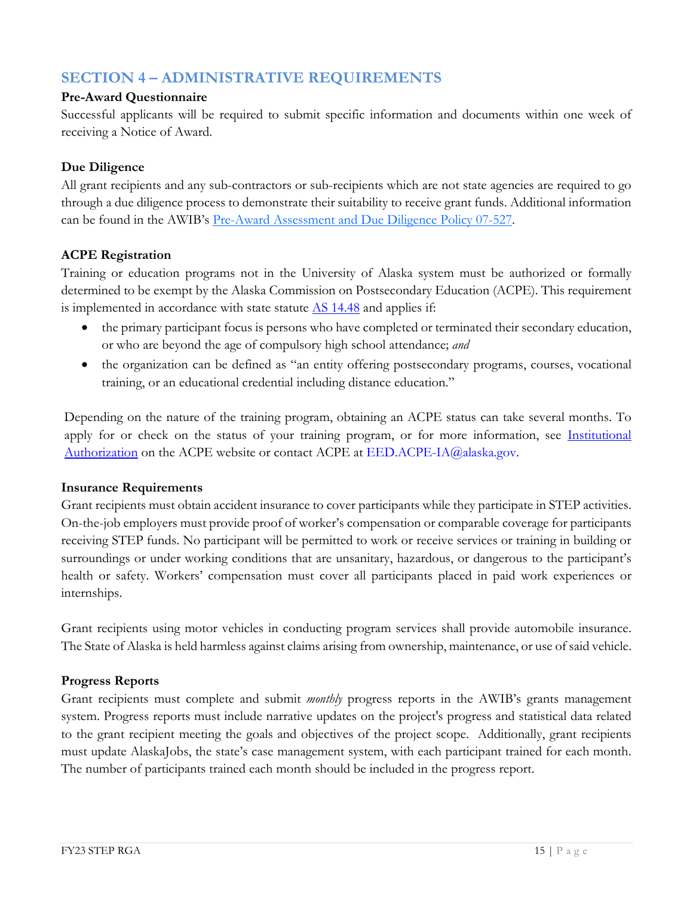## SECTION 4 – ADMINISTRATIVE REQUIREMENTS

**Pre-Award Questionnaire**

Successful applicants will be required to submit specific information and documents within one week of receiving a Notice of Award.

**Due Diligence**

All grant recipients and any sub-contractors or sub-recipients which are not state agencies are required to go through a due diligence process to demonstrate their suitability to receive grant funds. Additional information can be found in the AWIB's Pre-Award Assessment and Due Diligence Policy 07-527.

**ACPE Registration**

Training or education programs not in the University of Alaska system must be authorized or formally determined to be exempt by the Alaska Commission on Postsecondary Education (ACPE). This requirement is implemented in accordance with state statute AS 14.48 and applies if:

- the primary participant focus is persons who have completed or terminated their secondary education, or who are beyond the age of compulsory high school attendance; *and*
- the organization can be defined as "an entity offering postsecondary programs, courses, vocational training, or an educational credential including distance education."

Depending on the nature of the training program, obtaining an ACPE status can take several months. To apply for or check on the status of your training program, or for more information, see Institutional Authorization on the ACPE website or contact ACPE at EED.ACPE-IA@alaska.gov.

**Insurance Requirements**

Grant recipients must obtain accident insurance to cover participants while they participate in STEP activities. On-the-job employers must provide proof of worker's compensation or comparable coverage for participants receiving STEP funds. No participant will be permitted to work or receive services or training in building or surroundings or under working conditions that are unsanitary, hazardous, or dangerous to the participant's health or safety. Workers' compensation must cover all participants placed in paid work experiences or internships.

Grant recipients using motor vehicles in conducting program services shall provide automobile insurance. The State of Alaska is held harmless against claims arising from ownership, maintenance, or use of said vehicle.

**Progress Reports**

Grant recipients must complete and submit *monthly* progress reports in the AWIB's grants management system. Progress reports must include narrative updates on the project's progress and statistical data related to the grant recipient meeting the goals and objectives of the project scope. Additionally, grant recipients must update AlaskaJobs, the state's case management system, with each participant trained for each month. The number of participants trained each month should be included in the progress report.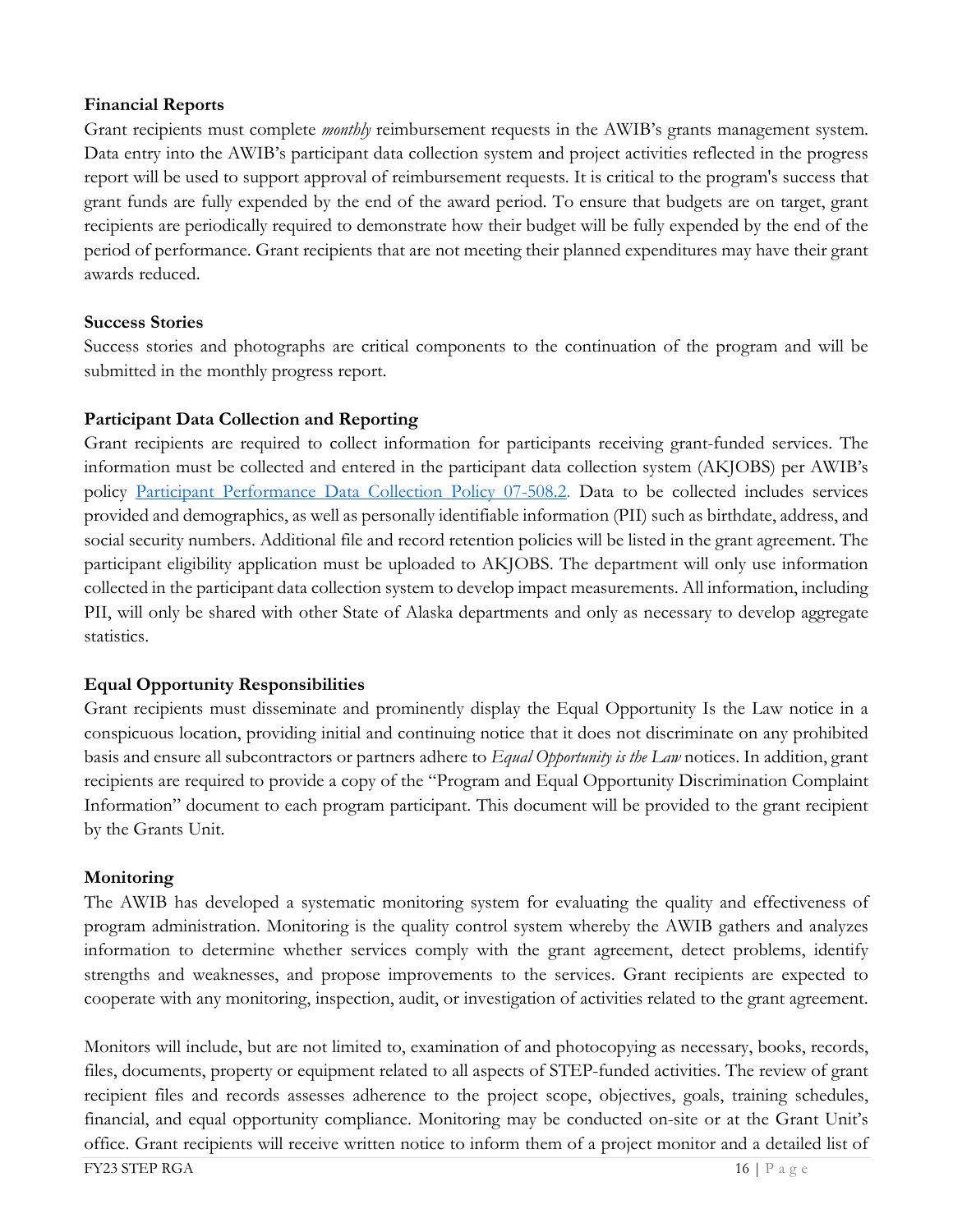**Financial Reports**

Grant recipients must complete *monthly* reimbursement requests in the AWIB's grants management system. Data entry into the AWIB's participant data collection system and project activities reflected in the progress report will be used to support approval of reimbursement requests. It is critical to the program's success that grant funds are fully expended by the end of the award period. To ensure that budgets are on target, grant recipients are periodically required to demonstrate how their budget will be fully expended by the end of the period of performance. Grant recipients that are not meeting their planned expenditures may have their grant awards reduced.

**Success Stories**

Success stories and photographs are critical components to the continuation of the program and will be submitted in the monthly progress report.

**Participant Data Collection and Reporting**

Grant recipients are required to collect information for participants receiving grant-funded services. The information must be collected and entered in the participant data collection system (AKJOBS) per AWIB's policy Participant Performance Data Collection Policy 07-508.2. Data to be collected includes services provided and demographics, as well as personally identifiable information (PII) such as birthdate, address, and social security numbers. Additional file and record retention policies will be listed in the grant agreement. The participant eligibility application must be uploaded to AKJOBS. The department will only use information collected in the participant data collection system to develop impact measurements. All information, including PII, will only be shared with other State of Alaska departments and only as necessary to develop aggregate statistics.

**Equal Opportunity Responsibilities**

Grant recipients must disseminate and prominently display the Equal Opportunity Is the Law notice in a conspicuous location, providing initial and continuing notice that it does not discriminate on any prohibited basis and ensure all subcontractors or partners adhere to *Equal Opportunity is the Law* notices. In addition, grant recipients are required to provide a copy of the "Program and Equal Opportunity Discrimination Complaint Information" document to each program participant. This document will be provided to the grant recipient by the Grants Unit.

**Monitoring**

The AWIB has developed a systematic monitoring system for evaluating the quality and effectiveness of program administration. Monitoring is the quality control system whereby the AWIB gathers and analyzes information to determine whether services comply with the grant agreement, detect problems, identify strengths and weaknesses, and propose improvements to the services. Grant recipients are expected to cooperate with any monitoring, inspection, audit, or investigation of activities related to the grant agreement.

Monitors will include, but are not limited to, examination of and photocopying as necessary, books, records, files, documents, property or equipment related to all aspects of STEP-funded activities. The review of grant recipient files and records assesses adherence to the project scope, objectives, goals, training schedules, financial, and equal opportunity compliance. Monitoring may be conducted on-site or at the Grant Unit's office. Grant recipients will receive written notice to inform them of a project monitor and a detailed list of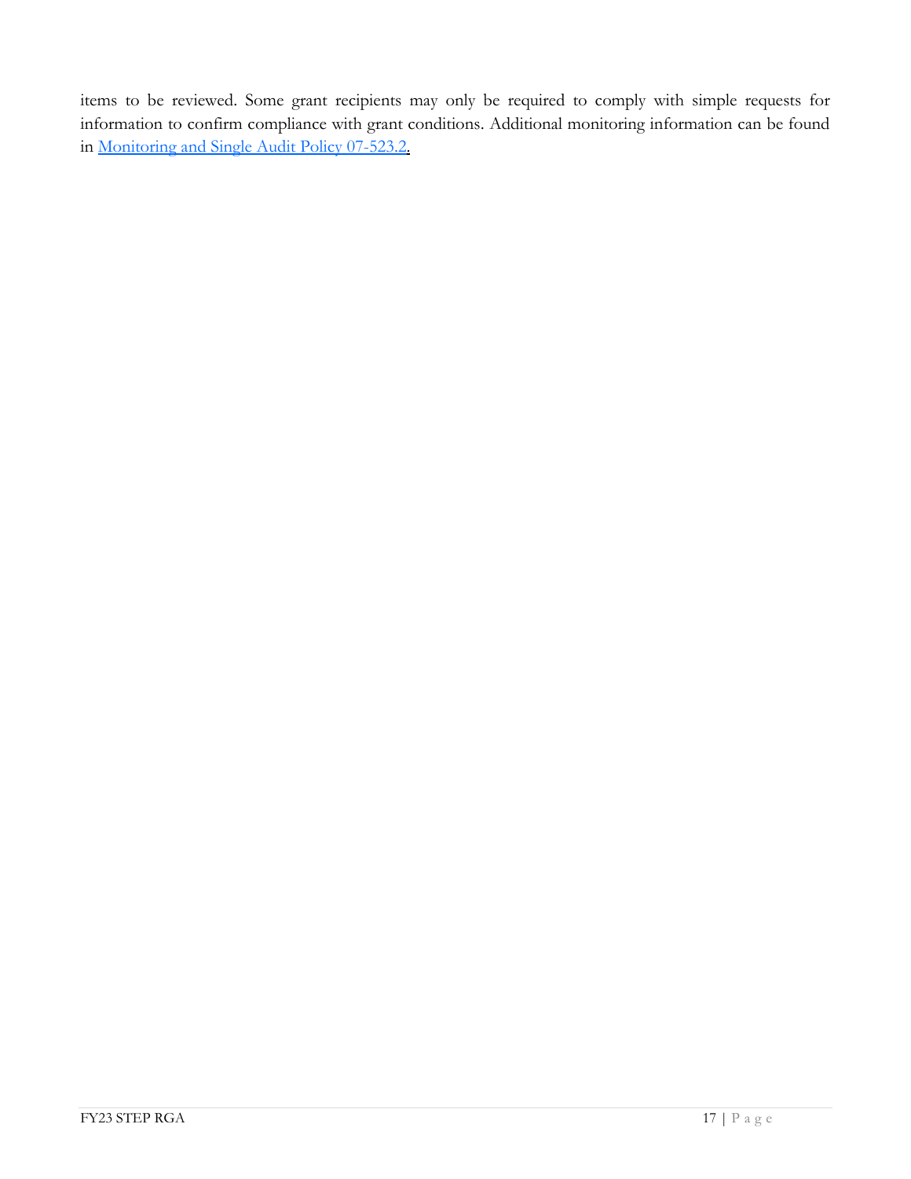items to be reviewed. Some grant recipients may only be required to comply with simple requests for information to confirm compliance with grant conditions. Additional monitoring information can be found in Monitoring and Single Audit Policy 07-523.2.